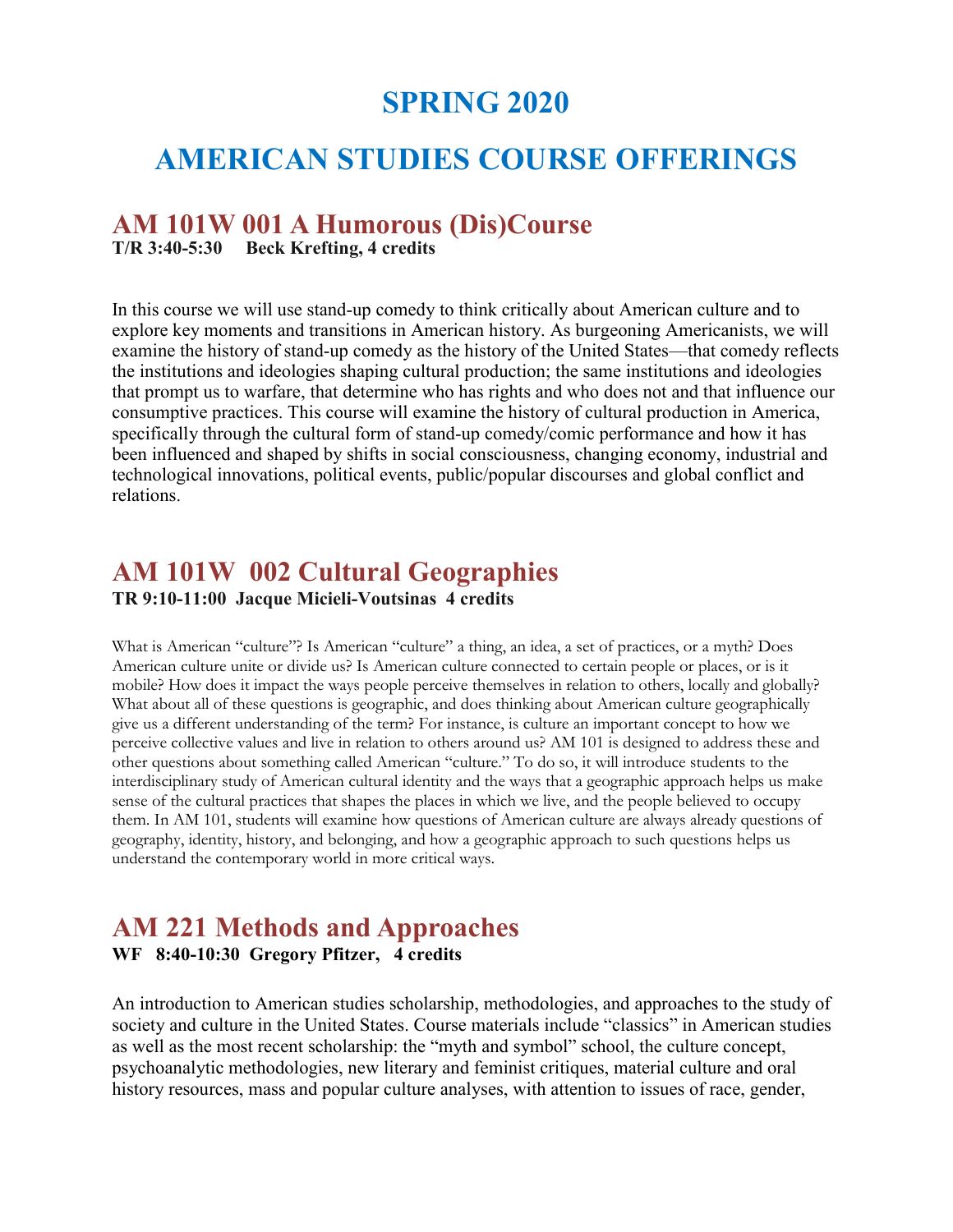# SPRING 2020

# AMERICAN STUDIES COURSE OFFERINGS

## AM 101W 001 A Humorous (Dis)Course

**T/R 3:40-5:30 Beck Krefting, 4 credits**

In this course we will use stand-up comedy to think critically about American culture and to explore key moments and transitions in American history. As burgeoning Americanists, we will examine the history of stand-up comedy as the history of the United States—that comedy reflects the institutions and ideologies shaping cultural production; the same institutions and ideologies that prompt us to warfare, that determine who has rights and who does not and that influence our consumptive practices. This course will examine the history of cultural production in America, specifically through the cultural form of stand-up comedy/comic performance and how it has been influenced and shaped by shifts in social consciousness, changing economy, industrial and technological innovations, political events, public/popular discourses and global conflict and relations.

## AM 101W 002 Cultural Geographies

**TR 9:10-11:00 Jacque Micieli-Voutsinas 4 credits**

What is American "culture"? Is American "culture" a thing, an idea, a set of practices, or a myth? Does American culture unite or divide us? Is American culture connected to certain people or places, or is it mobile? How does it impact the ways people perceive themselves in relation to others, locally and globally? What about all of these questions is geographic, and does thinking about American culture geographically give us a different understanding of the term? For instance, is culture an important concept to how we perceive collective values and live in relation to others around us? AM 101 is designed to address these and other questions about something called American "culture." To do so, it will introduce students to the interdisciplinary study of American cultural identity and the ways that a geographic approach helps us make sense of the cultural practices that shapes the places in which we live, and the people believed to occupy them. In AM 101, students will examine how questions of American culture are always already questions of geography, identity, history, and belonging, and how a geographic approach to such questions helps us understand the contemporary world in more critical ways.

## AM 221 Methods and Approaches

**WF 8:40-10:30 Gregory Pfitzer, 4 credits**

An introduction to American studies scholarship, methodologies, and approaches to the study of society and culture in the United States. Course materials include "classics" in American studies as well as the most recent scholarship: the "myth and symbol" school, the culture concept, psychoanalytic methodologies, new literary and feminist critiques, material culture and oral history resources, mass and popular culture analyses, with attention to issues of race, gender,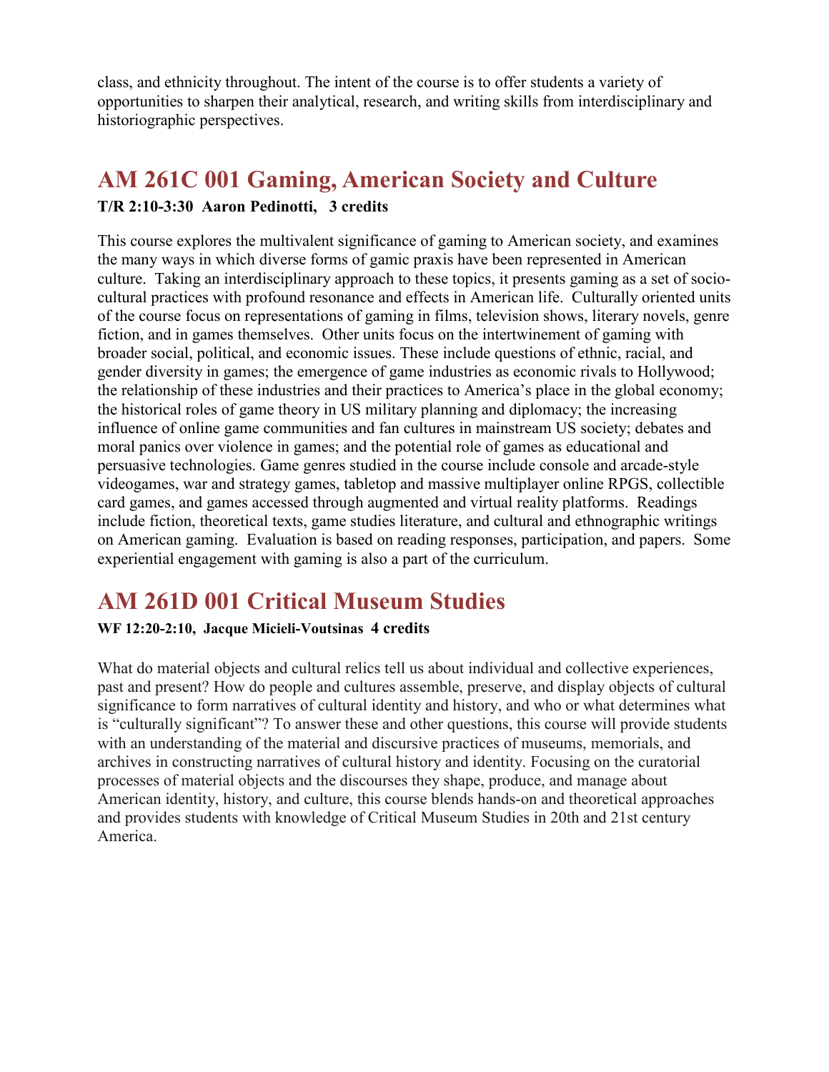class, and ethnicity throughout. The intent of the course is to offer students a variety of opportunities to sharpen their analytical, research, and writing skills from interdisciplinary and historiographic perspectives.

## AM 261C 001 Gaming, American Society and Culture

**T/R 2:10-3:30 Aaron Pedinotti, 3 credits**

This course explores the multivalent significance of gaming to American society, and examines the many ways in which diverse forms of gamic praxis have been represented in American culture. Taking an interdisciplinary approach to these topics, it presents gaming as a set of socio-cultural practices with profound resonance and effects in American life. Culturally oriented units of the course focus on representations of gaming in films, television shows, literary novels, genre fiction, and in games themselves. Other units focus on the intertwinement of gaming with broader social, political, and economic issues. These include questions of ethnic, racial, and gender diversity in games; the emergence of game industries as economic rivals to Hollywood; the relationship of these industries and their practices to America's place in the global economy; the historical roles of game theory in US military planning and diplomacy; the increasing influence of online game communities and fan cultures in mainstream US society; debates and moral panics over violence in games; and the potential role of games as educational and persuasive technologies. Game genres studied in the course include console and arcade-style videogames, war and strategy games, tabletop and massive multiplayer online RPGS, collectible card games, and games accessed through augmented and virtual reality platforms. Readings include fiction, theoretical texts, game studies literature, and cultural and ethnographic writings on American gaming. Evaluation is based on reading responses, participation, and papers. Some experiential engagement with gaming is also a part of the curriculum.

## AM 261D 001 Critical Museum Studies

**WF 12:20-2:10, Jacque Micieli-Voutsinas 4 credits**

What do material objects and cultural relics tell us about individual and collective experiences, past and present? How do people and cultures assemble, preserve, and display objects of cultural significance to form narratives of cultural identity and history, and who or what determines what is "culturally significant"? To answer these and other questions, this course will provide students with an understanding of the material and discursive practices of museums, memorials, and archives in constructing narratives of cultural history and identity. Focusing on the curatorial processes of material objects and the discourses they shape, produce, and manage about American identity, history, and culture, this course blends hands-on and theoretical approaches and provides students with knowledge of Critical Museum Studies in 20th and 21st century America.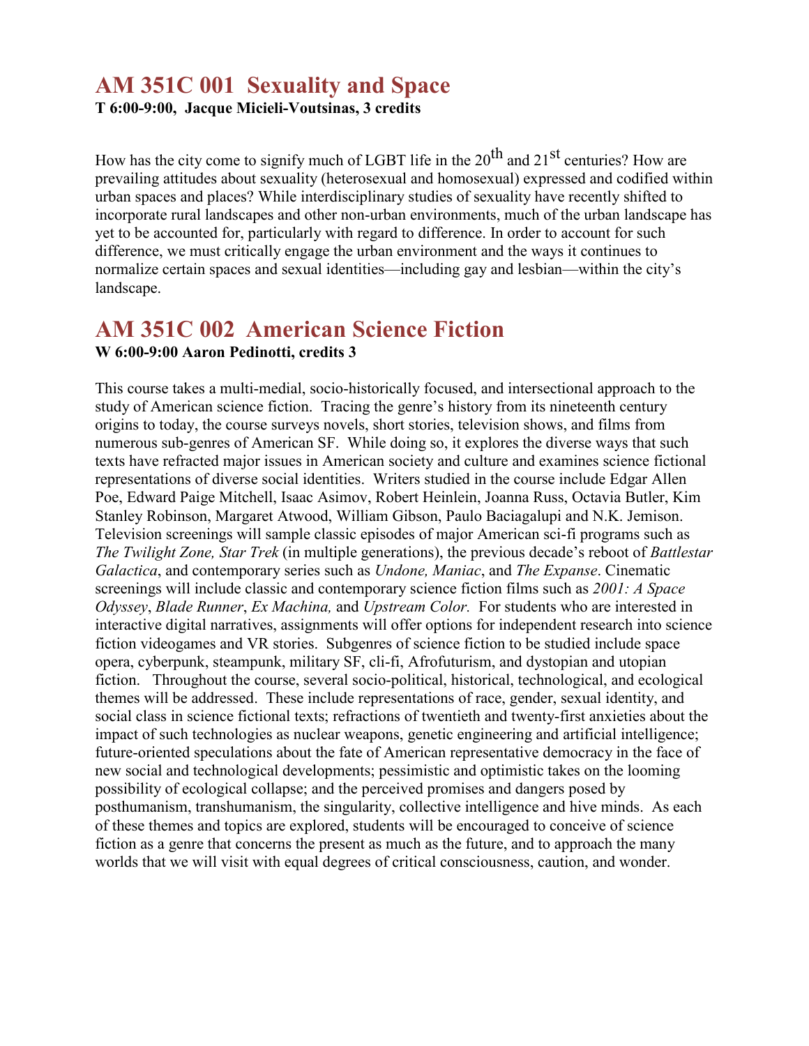## AM 351C 001 Sexuality and Space

**T 6:00-9:00, Jacque Micieli-Voutsinas, 3 credits**

How has the city come to signify much of LGBT life in the 20th and 21st centuries? How are prevailing attitudes about sexuality (heterosexual and homosexual) expressed and codified within urban spaces and places? While interdisciplinary studies of sexuality have recently shifted to incorporate rural landscapes and other non-urban environments, much of the urban landscape has yet to be accounted for, particularly with regard to difference. In order to account for such difference, we must critically engage the urban environment and the ways it continues to normalize certain spaces and sexual identities—including gay and lesbian—within the city's landscape.

## AM 351C 002 American Science Fiction

**W 6:00-9:00 Aaron Pedinotti, credits 3**

This course takes a multi-medial, socio-historically focused, and intersectional approach to the study of American science fiction. Tracing the genre's history from its nineteenth century origins to today, the course surveys novels, short stories, television shows, and films from numerous sub-genres of American SF. While doing so, it explores the diverse ways that such texts have refracted major issues in American society and culture and examines science fictional representations of diverse social identities. Writers studied in the course include Edgar Allen Poe, Edward Paige Mitchell, Isaac Asimov, Robert Heinlein, Joanna Russ, Octavia Butler, Kim Stanley Robinson, Margaret Atwood, William Gibson, Paulo Baciagalupi and N.K. Jemison. Television screenings will sample classic episodes of major American sci-fi programs such as *The Twilight Zone, Star Trek* (in multiple generations), the previous decade's reboot of *Battlestar Galactica*, and contemporary series such as *Undone, Maniac*, and *The Expanse*. Cinematic screenings will include classic and contemporary science fiction films such as *2001: A Space Odyssey*, *Blade Runner*, *Ex Machina,* and *Upstream Color.* For students who are interested in interactive digital narratives, assignments will offer options for independent research into science fiction videogames and VR stories. Subgenres of science fiction to be studied include space opera, cyberpunk, steampunk, military SF, cli-fi, Afrofuturism, and dystopian and utopian fiction. Throughout the course, several socio-political, historical, technological, and ecological themes will be addressed. These include representations of race, gender, sexual identity, and social class in science fictional texts; refractions of twentieth and twenty-first anxieties about the impact of such technologies as nuclear weapons, genetic engineering and artificial intelligence; future-oriented speculations about the fate of American representative democracy in the face of new social and technological developments; pessimistic and optimistic takes on the looming possibility of ecological collapse; and the perceived promises and dangers posed by posthumanism, transhumanism, the singularity, collective intelligence and hive minds. As each of these themes and topics are explored, students will be encouraged to conceive of science fiction as a genre that concerns the present as much as the future, and to approach the many worlds that we will visit with equal degrees of critical consciousness, caution, and wonder.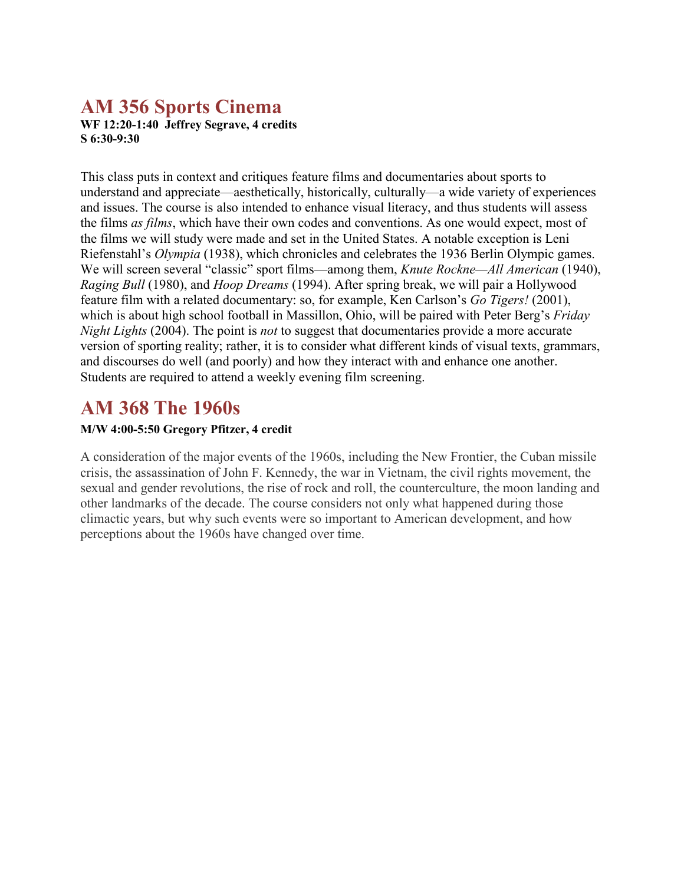## AM 356 Sports Cinema

**WF 12:20-1:40  Jeffrey Segrave, 4 credits**
**S 6:30-9:30**

This class puts in context and critiques feature films and documentaries about sports to understand and appreciate—aesthetically, historically, culturally—a wide variety of experiences and issues. The course is also intended to enhance visual literacy, and thus students will assess the films *as films*, which have their own codes and conventions. As one would expect, most of the films we will study were made and set in the United States. A notable exception is Leni Riefenstahl's *Olympia* (1938), which chronicles and celebrates the 1936 Berlin Olympic games. We will screen several "classic" sport films—among them, *Knute Rockne—All American* (1940), *Raging Bull* (1980), and *Hoop Dreams* (1994). After spring break, we will pair a Hollywood feature film with a related documentary: so, for example, Ken Carlson's *Go Tigers!* (2001), which is about high school football in Massillon, Ohio, will be paired with Peter Berg's *Friday Night Lights* (2004). The point is *not* to suggest that documentaries provide a more accurate version of sporting reality; rather, it is to consider what different kinds of visual texts, grammars, and discourses do well (and poorly) and how they interact with and enhance one another. Students are required to attend a weekly evening film screening.

## AM 368 The 1960s

**M/W 4:00-5:50 Gregory Pfitzer, 4 credit**

A consideration of the major events of the 1960s, including the New Frontier, the Cuban missile crisis, the assassination of John F. Kennedy, the war in Vietnam, the civil rights movement, the sexual and gender revolutions, the rise of rock and roll, the counterculture, the moon landing and other landmarks of the decade. The course considers not only what happened during those climactic years, but why such events were so important to American development, and how perceptions about the 1960s have changed over time.